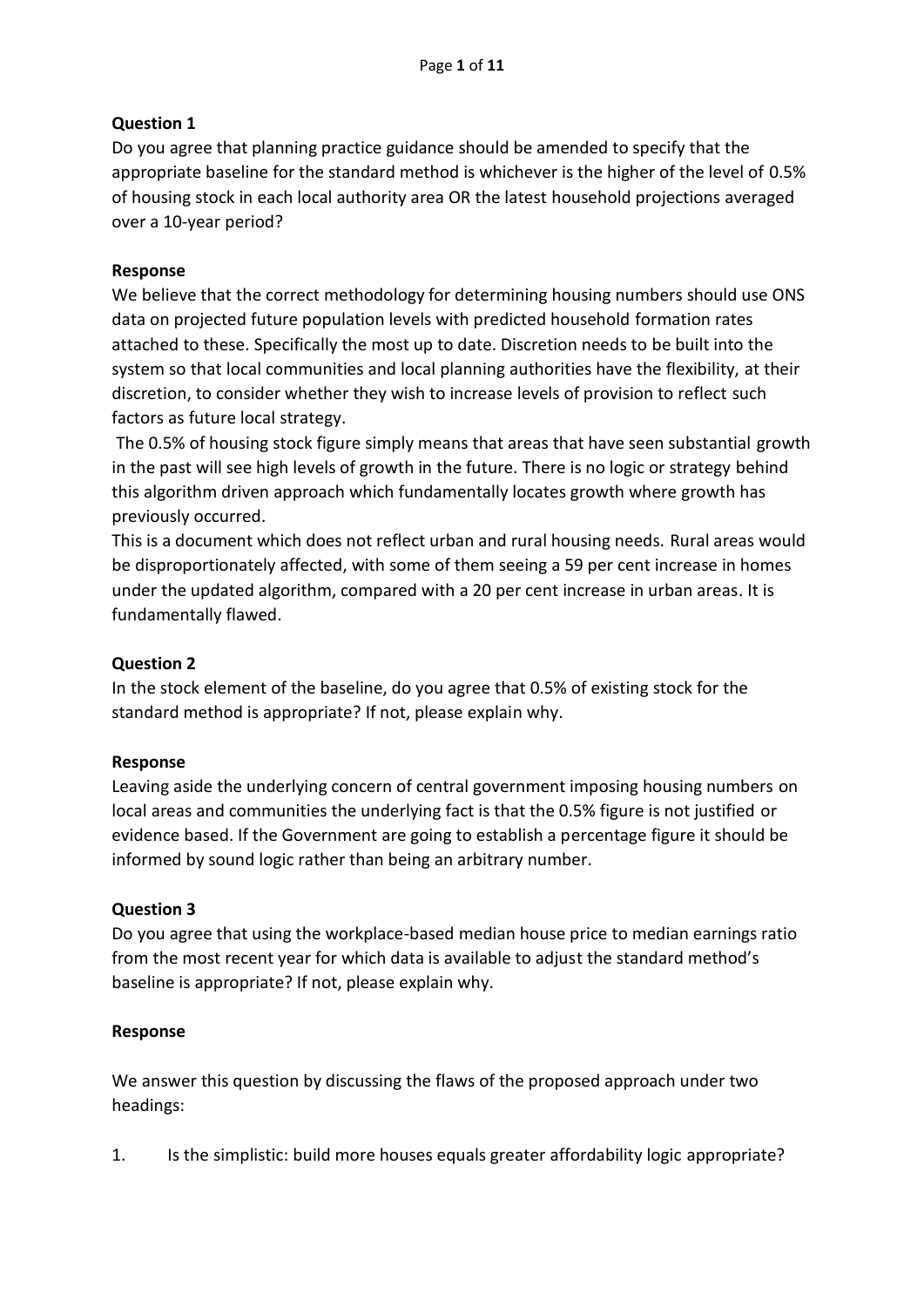**Question 1**

Do you agree that planning practice guidance should be amended to specify that the appropriate baseline for the standard method is whichever is the higher of the level of 0.5% of housing stock in each local authority area OR the latest household projections averaged over a 10-year period?

**Response**

We believe that the correct methodology for determining housing numbers should use ONS data on projected future population levels with predicted household formation rates attached to these. Specifically the most up to date. Discretion needs to be built into the system so that local communities and local planning authorities have the flexibility, at their discretion, to consider whether they wish to increase levels of provision to reflect such factors as future local strategy.

The 0.5% of housing stock figure simply means that areas that have seen substantial growth in the past will see high levels of growth in the future. There is no logic or strategy behind this algorithm driven approach which fundamentally locates growth where growth has previously occurred.

This is a document which does not reflect urban and rural housing needs. Rural areas would be disproportionately affected, with some of them seeing a 59 per cent increase in homes under the updated algorithm, compared with a 20 per cent increase in urban areas. It is fundamentally flawed.

**Question 2**

In the stock element of the baseline, do you agree that 0.5% of existing stock for the standard method is appropriate? If not, please explain why.

**Response**

Leaving aside the underlying concern of central government imposing housing numbers on local areas and communities the underlying fact is that the 0.5% figure is not justified or evidence based. If the Government are going to establish a percentage figure it should be informed by sound logic rather than being an arbitrary number.

**Question 3**

Do you agree that using the workplace-based median house price to median earnings ratio from the most recent year for which data is available to adjust the standard method's baseline is appropriate? If not, please explain why.

**Response**

We answer this question by discussing the flaws of the proposed approach under two headings:

1. Is the simplistic: build more houses equals greater affordability logic appropriate?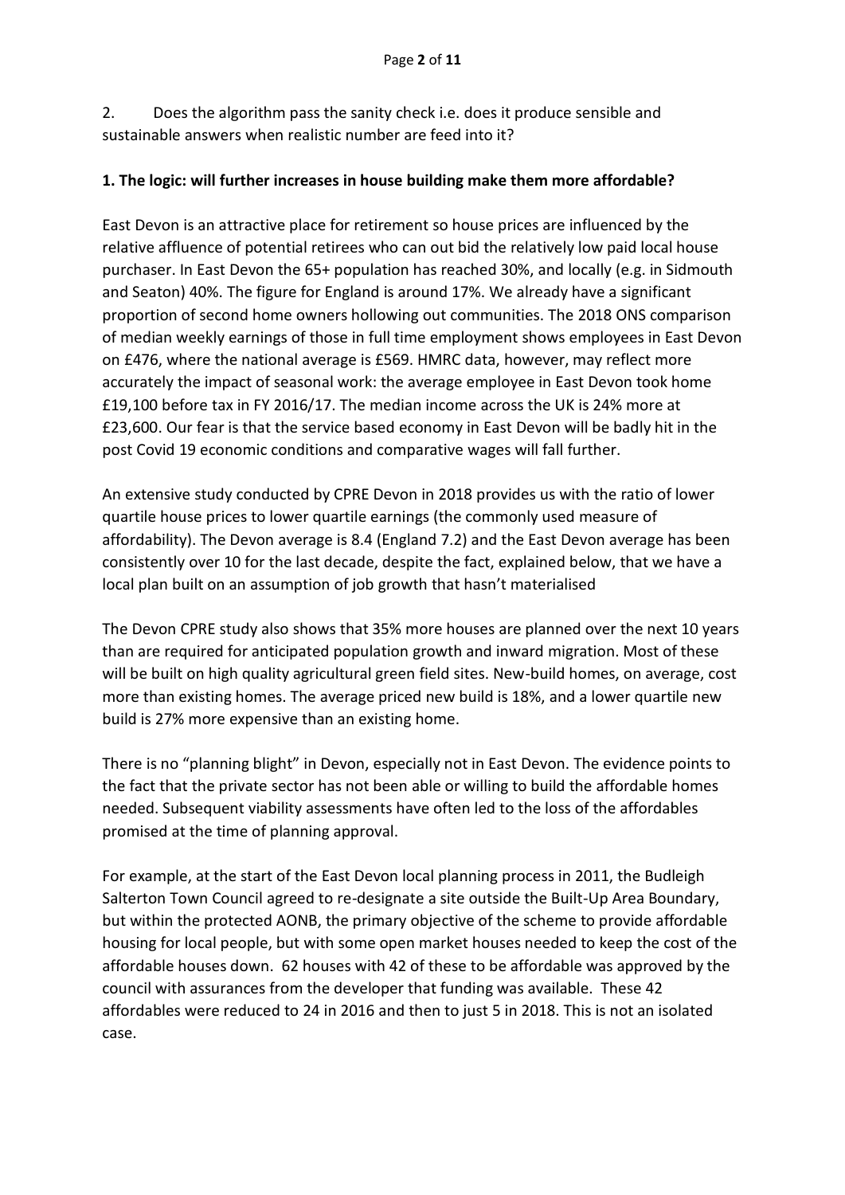2. Does the algorithm pass the sanity check i.e. does it produce sensible and sustainable answers when realistic number are feed into it?

**1. The logic: will further increases in house building make them more affordable?**

East Devon is an attractive place for retirement so house prices are influenced by the relative affluence of potential retirees who can out bid the relatively low paid local house purchaser. In East Devon the 65+ population has reached 30%, and locally (e.g. in Sidmouth and Seaton) 40%. The figure for England is around 17%. We already have a significant proportion of second home owners hollowing out communities. The 2018 ONS comparison of median weekly earnings of those in full time employment shows employees in East Devon on £476, where the national average is £569. HMRC data, however, may reflect more accurately the impact of seasonal work: the average employee in East Devon took home £19,100 before tax in FY 2016/17. The median income across the UK is 24% more at £23,600. Our fear is that the service based economy in East Devon will be badly hit in the post Covid 19 economic conditions and comparative wages will fall further.

An extensive study conducted by CPRE Devon in 2018 provides us with the ratio of lower quartile house prices to lower quartile earnings (the commonly used measure of affordability). The Devon average is 8.4 (England 7.2) and the East Devon average has been consistently over 10 for the last decade, despite the fact, explained below, that we have a local plan built on an assumption of job growth that hasn't materialised

The Devon CPRE study also shows that 35% more houses are planned over the next 10 years than are required for anticipated population growth and inward migration. Most of these will be built on high quality agricultural green field sites. New-build homes, on average, cost more than existing homes. The average priced new build is 18%, and a lower quartile new build is 27% more expensive than an existing home.

There is no "planning blight" in Devon, especially not in East Devon. The evidence points to the fact that the private sector has not been able or willing to build the affordable homes needed. Subsequent viability assessments have often led to the loss of the affordables promised at the time of planning approval.

For example, at the start of the East Devon local planning process in 2011, the Budleigh Salterton Town Council agreed to re-designate a site outside the Built-Up Area Boundary, but within the protected AONB, the primary objective of the scheme to provide affordable housing for local people, but with some open market houses needed to keep the cost of the affordable houses down. 62 houses with 42 of these to be affordable was approved by the council with assurances from the developer that funding was available. These 42 affordables were reduced to 24 in 2016 and then to just 5 in 2018. This is not an isolated case.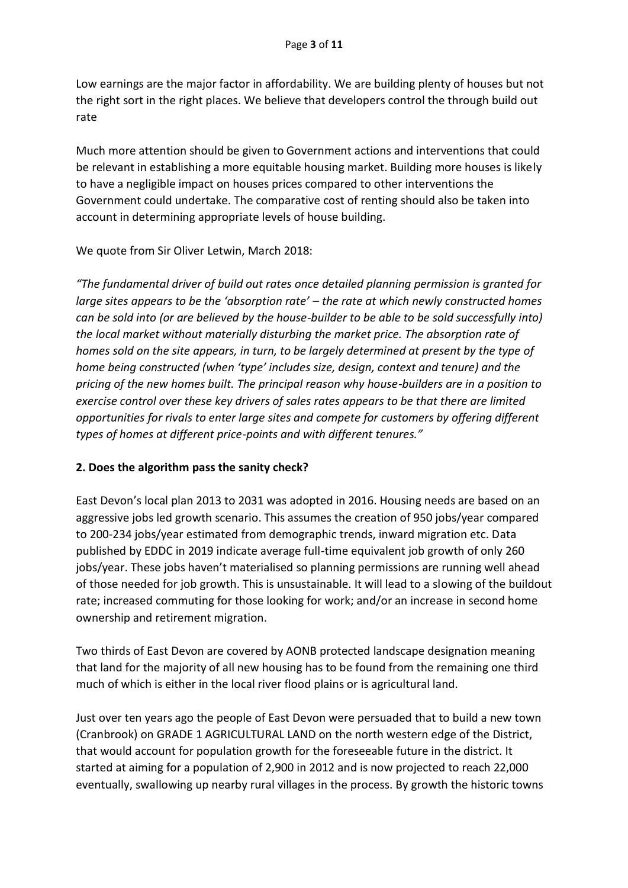Low earnings are the major factor in affordability. We are building plenty of houses but not the right sort in the right places. We believe that developers control the through build out rate

Much more attention should be given to Government actions and interventions that could be relevant in establishing a more equitable housing market. Building more houses is likely to have a negligible impact on houses prices compared to other interventions the Government could undertake. The comparative cost of renting should also be taken into account in determining appropriate levels of house building.

We quote from Sir Oliver Letwin, March 2018:

*"The fundamental driver of build out rates once detailed planning permission is granted for large sites appears to be the 'absorption rate' – the rate at which newly constructed homes can be sold into (or are believed by the house-builder to be able to be sold successfully into) the local market without materially disturbing the market price. The absorption rate of homes sold on the site appears, in turn, to be largely determined at present by the type of home being constructed (when 'type' includes size, design, context and tenure) and the pricing of the new homes built. The principal reason why house-builders are in a position to exercise control over these key drivers of sales rates appears to be that there are limited opportunities for rivals to enter large sites and compete for customers by offering different types of homes at different price-points and with different tenures."*

**2. Does the algorithm pass the sanity check?**

East Devon's local plan 2013 to 2031 was adopted in 2016. Housing needs are based on an aggressive jobs led growth scenario. This assumes the creation of 950 jobs/year compared to 200-234 jobs/year estimated from demographic trends, inward migration etc. Data published by EDDC in 2019 indicate average full-time equivalent job growth of only 260 jobs/year. These jobs haven't materialised so planning permissions are running well ahead of those needed for job growth. This is unsustainable. It will lead to a slowing of the buildout rate; increased commuting for those looking for work; and/or an increase in second home ownership and retirement migration.

Two thirds of East Devon are covered by AONB protected landscape designation meaning that land for the majority of all new housing has to be found from the remaining one third much of which is either in the local river flood plains or is agricultural land.

Just over ten years ago the people of East Devon were persuaded that to build a new town (Cranbrook) on GRADE 1 AGRICULTURAL LAND on the north western edge of the District, that would account for population growth for the foreseeable future in the district. It started at aiming for a population of 2,900 in 2012 and is now projected to reach 22,000 eventually, swallowing up nearby rural villages in the process. By growth the historic towns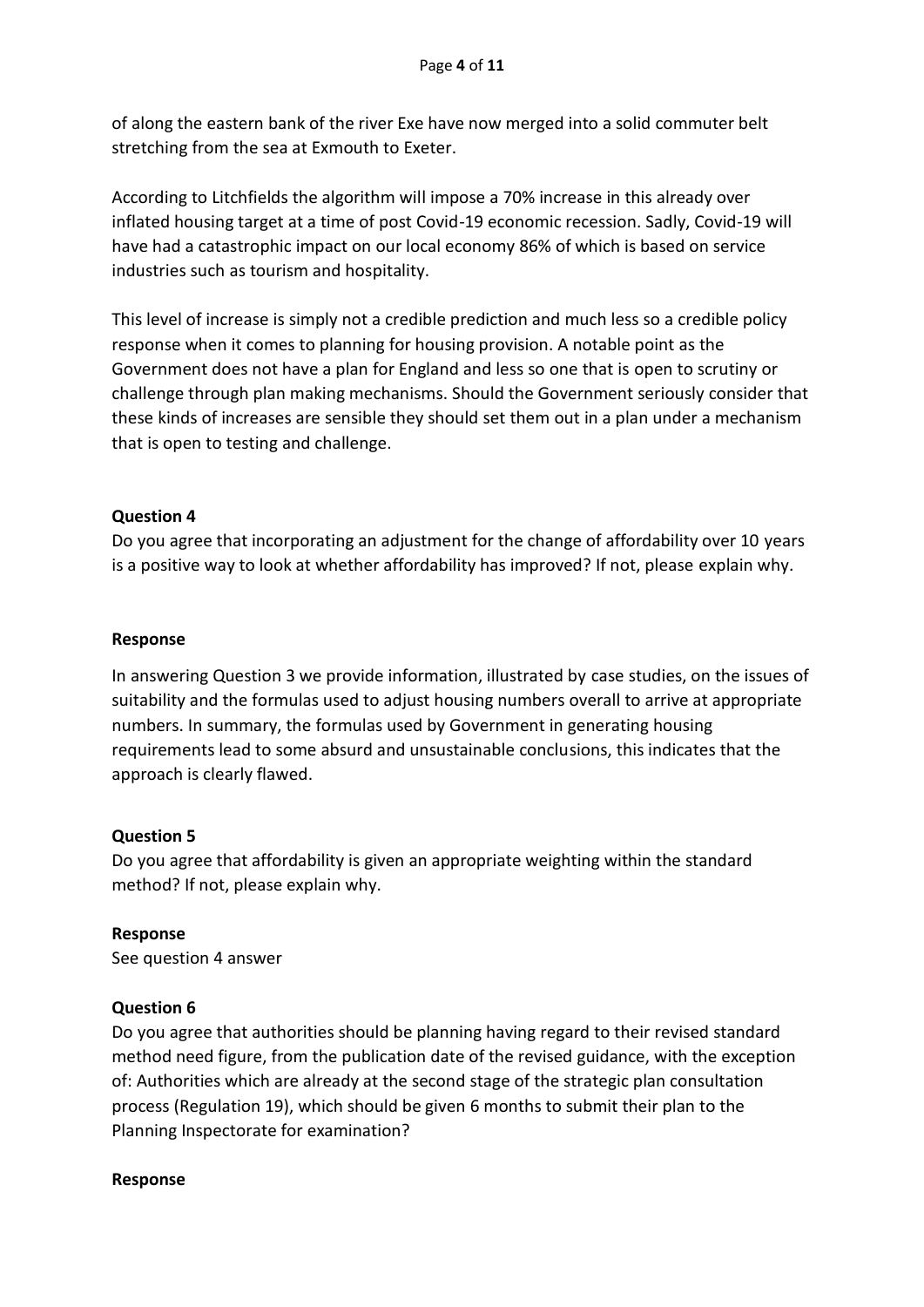of along the eastern bank of the river Exe have now merged into a solid commuter belt stretching from the sea at Exmouth to Exeter.

According to Litchfields the algorithm will impose a 70% increase in this already over inflated housing target at a time of post Covid-19 economic recession. Sadly, Covid-19 will have had a catastrophic impact on our local economy 86% of which is based on service industries such as tourism and hospitality.

This level of increase is simply not a credible prediction and much less so a credible policy response when it comes to planning for housing provision. A notable point as the Government does not have a plan for England and less so one that is open to scrutiny or challenge through plan making mechanisms. Should the Government seriously consider that these kinds of increases are sensible they should set them out in a plan under a mechanism that is open to testing and challenge.

**Question 4**

Do you agree that incorporating an adjustment for the change of affordability over 10 years is a positive way to look at whether affordability has improved? If not, please explain why.

**Response**

In answering Question 3 we provide information, illustrated by case studies, on the issues of suitability and the formulas used to adjust housing numbers overall to arrive at appropriate numbers. In summary, the formulas used by Government in generating housing requirements lead to some absurd and unsustainable conclusions, this indicates that the approach is clearly flawed.

**Question 5**

Do you agree that affordability is given an appropriate weighting within the standard method? If not, please explain why.

**Response**

See question 4 answer

**Question 6**

Do you agree that authorities should be planning having regard to their revised standard method need figure, from the publication date of the revised guidance, with the exception of: Authorities which are already at the second stage of the strategic plan consultation process (Regulation 19), which should be given 6 months to submit their plan to the Planning Inspectorate for examination?

**Response**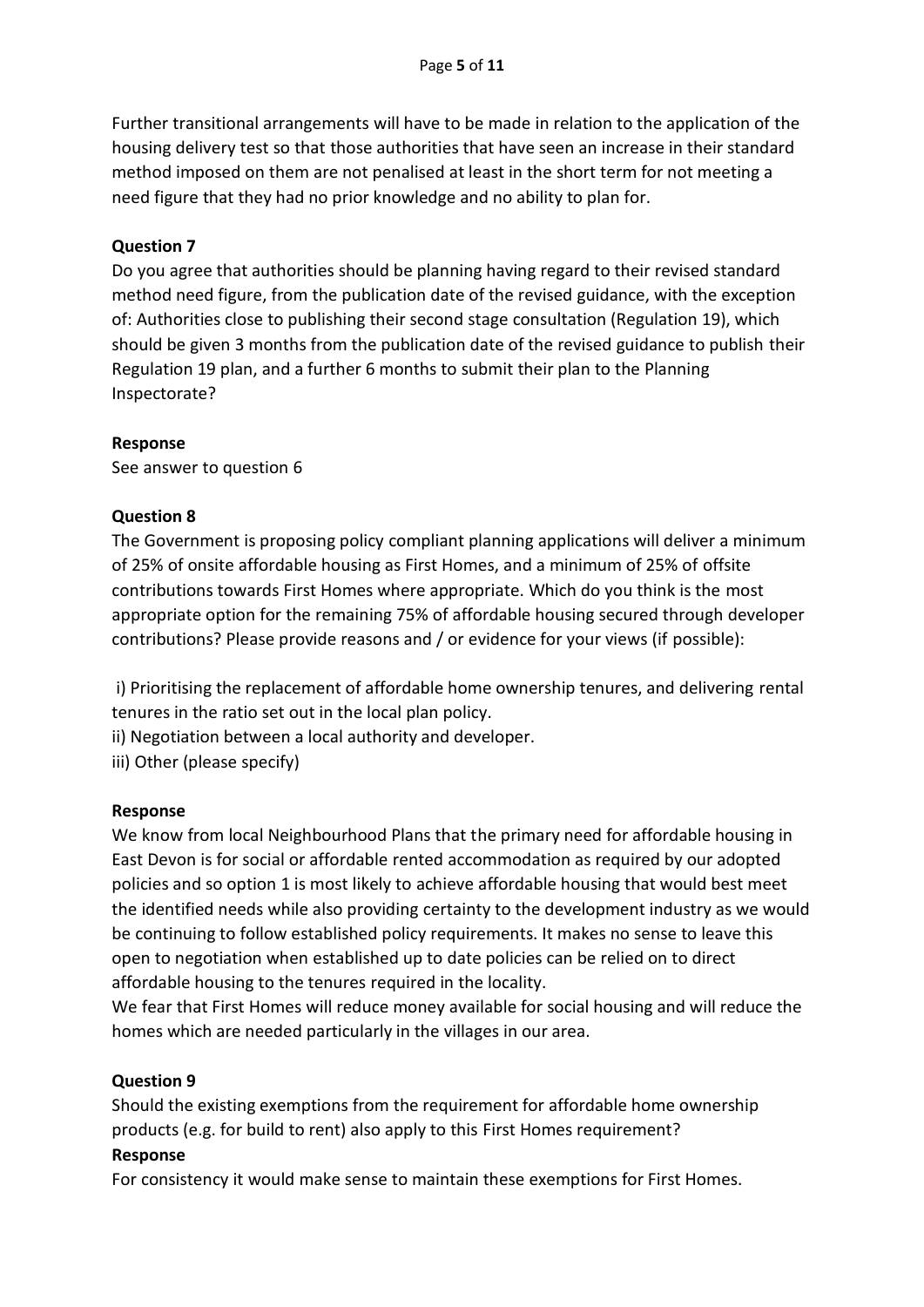Further transitional arrangements will have to be made in relation to the application of the housing delivery test so that those authorities that have seen an increase in their standard method imposed on them are not penalised at least in the short term for not meeting a need figure that they had no prior knowledge and no ability to plan for.

**Question 7**

Do you agree that authorities should be planning having regard to their revised standard method need figure, from the publication date of the revised guidance, with the exception of: Authorities close to publishing their second stage consultation (Regulation 19), which should be given 3 months from the publication date of the revised guidance to publish their Regulation 19 plan, and a further 6 months to submit their plan to the Planning Inspectorate?

**Response**

See answer to question 6

**Question 8**

The Government is proposing policy compliant planning applications will deliver a minimum of 25% of onsite affordable housing as First Homes, and a minimum of 25% of offsite contributions towards First Homes where appropriate. Which do you think is the most appropriate option for the remaining 75% of affordable housing secured through developer contributions? Please provide reasons and / or evidence for your views (if possible):

i) Prioritising the replacement of affordable home ownership tenures, and delivering rental tenures in the ratio set out in the local plan policy.
ii) Negotiation between a local authority and developer.
iii) Other (please specify)

**Response**

We know from local Neighbourhood Plans that the primary need for affordable housing in East Devon is for social or affordable rented accommodation as required by our adopted policies and so option 1 is most likely to achieve affordable housing that would best meet the identified needs while also providing certainty to the development industry as we would be continuing to follow established policy requirements. It makes no sense to leave this open to negotiation when established up to date policies can be relied on to direct affordable housing to the tenures required in the locality.
We fear that First Homes will reduce money available for social housing and will reduce the homes which are needed particularly in the villages in our area.

**Question 9**

Should the existing exemptions from the requirement for affordable home ownership products (e.g. for build to rent) also apply to this First Homes requirement?

**Response**

For consistency it would make sense to maintain these exemptions for First Homes.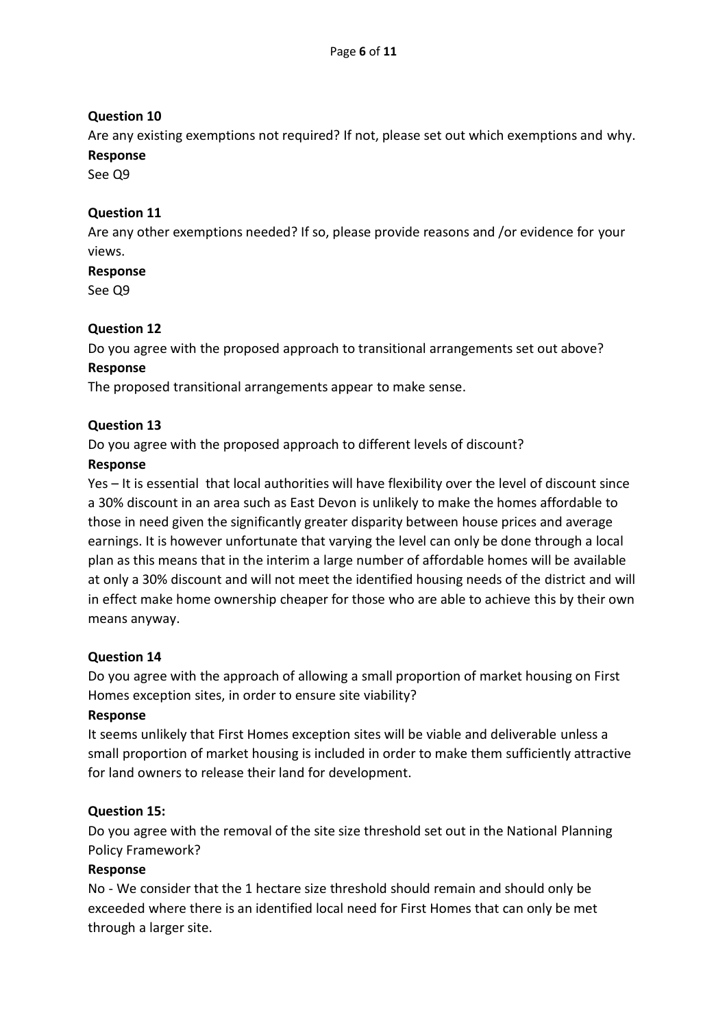**Question 10**

Are any existing exemptions not required? If not, please set out which exemptions and why.

**Response**

See Q9

**Question 11**

Are any other exemptions needed? If so, please provide reasons and /or evidence for your views.

**Response**

See Q9

**Question 12**

Do you agree with the proposed approach to transitional arrangements set out above?

**Response**

The proposed transitional arrangements appear to make sense.

**Question 13**

Do you agree with the proposed approach to different levels of discount?

**Response**

Yes – It is essential that local authorities will have flexibility over the level of discount since a 30% discount in an area such as East Devon is unlikely to make the homes affordable to those in need given the significantly greater disparity between house prices and average earnings. It is however unfortunate that varying the level can only be done through a local plan as this means that in the interim a large number of affordable homes will be available at only a 30% discount and will not meet the identified housing needs of the district and will in effect make home ownership cheaper for those who are able to achieve this by their own means anyway.

**Question 14**

Do you agree with the approach of allowing a small proportion of market housing on First Homes exception sites, in order to ensure site viability?

**Response**

It seems unlikely that First Homes exception sites will be viable and deliverable unless a small proportion of market housing is included in order to make them sufficiently attractive for land owners to release their land for development.

**Question 15:**

Do you agree with the removal of the site size threshold set out in the National Planning Policy Framework?

**Response**

No - We consider that the 1 hectare size threshold should remain and should only be exceeded where there is an identified local need for First Homes that can only be met through a larger site.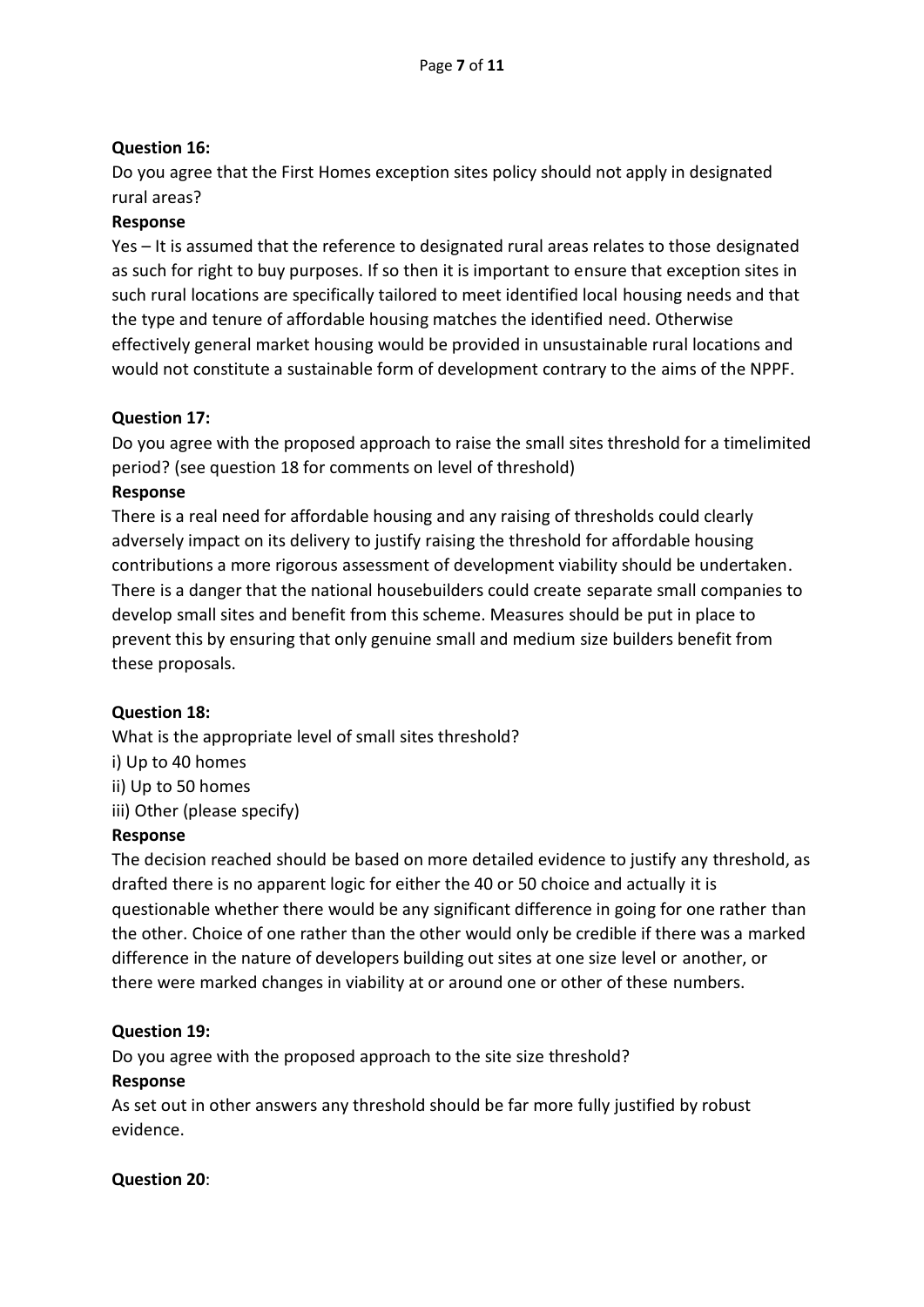**Question 16:**

Do you agree that the First Homes exception sites policy should not apply in designated rural areas?

**Response**

Yes – It is assumed that the reference to designated rural areas relates to those designated as such for right to buy purposes. If so then it is important to ensure that exception sites in such rural locations are specifically tailored to meet identified local housing needs and that the type and tenure of affordable housing matches the identified need. Otherwise effectively general market housing would be provided in unsustainable rural locations and would not constitute a sustainable form of development contrary to the aims of the NPPF.

**Question 17:**

Do you agree with the proposed approach to raise the small sites threshold for a timelimited period? (see question 18 for comments on level of threshold)

**Response**

There is a real need for affordable housing and any raising of thresholds could clearly adversely impact on its delivery to justify raising the threshold for affordable housing contributions a more rigorous assessment of development viability should be undertaken. There is a danger that the national housebuilders could create separate small companies to develop small sites and benefit from this scheme. Measures should be put in place to prevent this by ensuring that only genuine small and medium size builders benefit from these proposals.

**Question 18:**

What is the appropriate level of small sites threshold?

i) Up to 40 homes

ii) Up to 50 homes

iii) Other (please specify)

**Response**

The decision reached should be based on more detailed evidence to justify any threshold, as drafted there is no apparent logic for either the 40 or 50 choice and actually it is questionable whether there would be any significant difference in going for one rather than the other. Choice of one rather than the other would only be credible if there was a marked difference in the nature of developers building out sites at one size level or another, or there were marked changes in viability at or around one or other of these numbers.

**Question 19:**

Do you agree with the proposed approach to the site size threshold?

**Response**

As set out in other answers any threshold should be far more fully justified by robust evidence.

**Question 20**: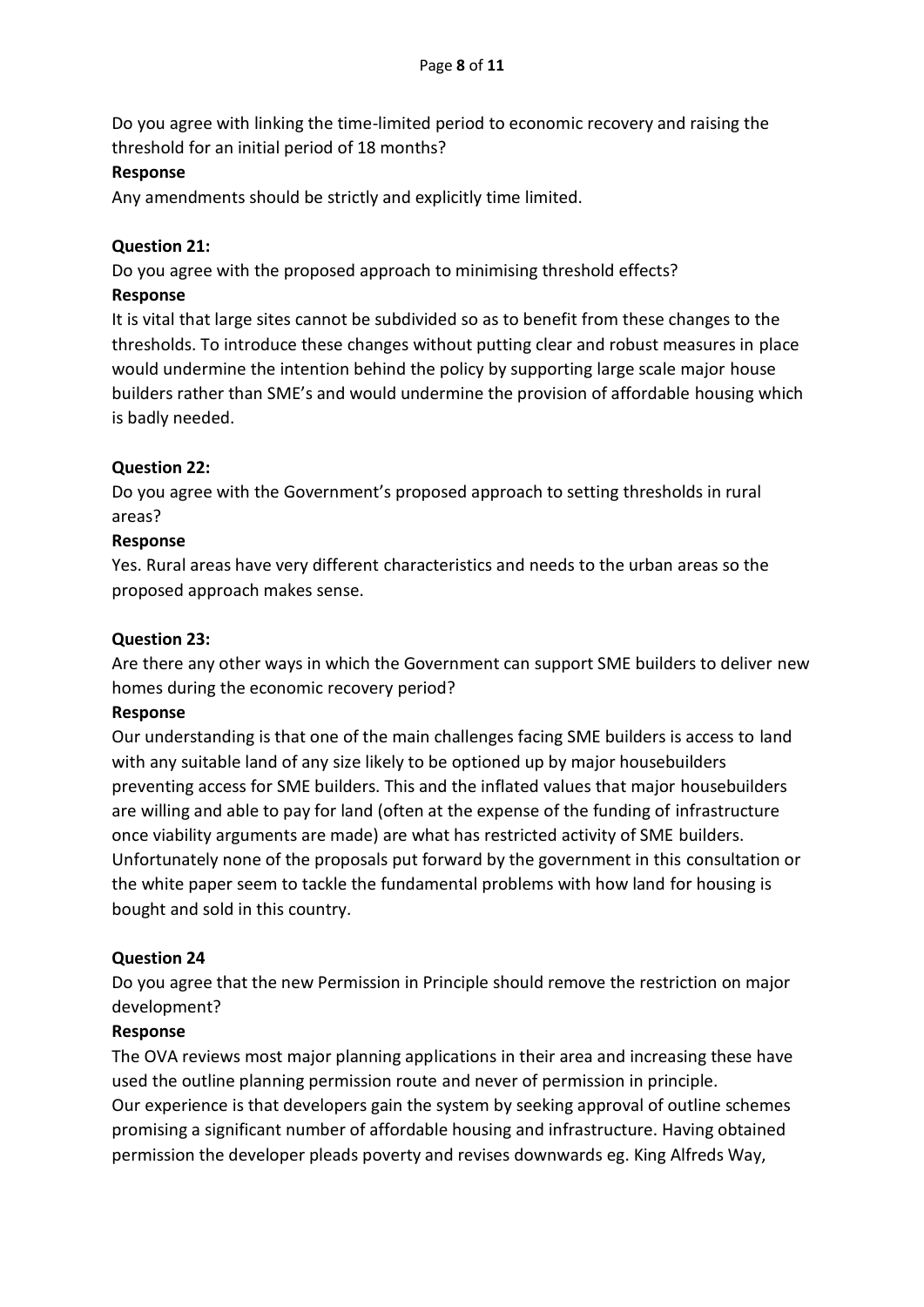Do you agree with linking the time-limited period to economic recovery and raising the threshold for an initial period of 18 months?

**Response**

Any amendments should be strictly and explicitly time limited.

**Question 21:**

Do you agree with the proposed approach to minimising threshold effects?

**Response**

It is vital that large sites cannot be subdivided so as to benefit from these changes to the thresholds. To introduce these changes without putting clear and robust measures in place would undermine the intention behind the policy by supporting large scale major house builders rather than SME's and would undermine the provision of affordable housing which is badly needed.

**Question 22:**

Do you agree with the Government's proposed approach to setting thresholds in rural areas?

**Response**

Yes. Rural areas have very different characteristics and needs to the urban areas so the proposed approach makes sense.

**Question 23:**

Are there any other ways in which the Government can support SME builders to deliver new homes during the economic recovery period?

**Response**

Our understanding is that one of the main challenges facing SME builders is access to land with any suitable land of any size likely to be optioned up by major housebuilders preventing access for SME builders. This and the inflated values that major housebuilders are willing and able to pay for land (often at the expense of the funding of infrastructure once viability arguments are made) are what has restricted activity of SME builders. Unfortunately none of the proposals put forward by the government in this consultation or the white paper seem to tackle the fundamental problems with how land for housing is bought and sold in this country.

**Question 24**

Do you agree that the new Permission in Principle should remove the restriction on major development?

**Response**

The OVA reviews most major planning applications in their area and increasing these have used the outline planning permission route and never of permission in principle.
Our experience is that developers gain the system by seeking approval of outline schemes promising a significant number of affordable housing and infrastructure. Having obtained permission the developer pleads poverty and revises downwards eg. King Alfreds Way,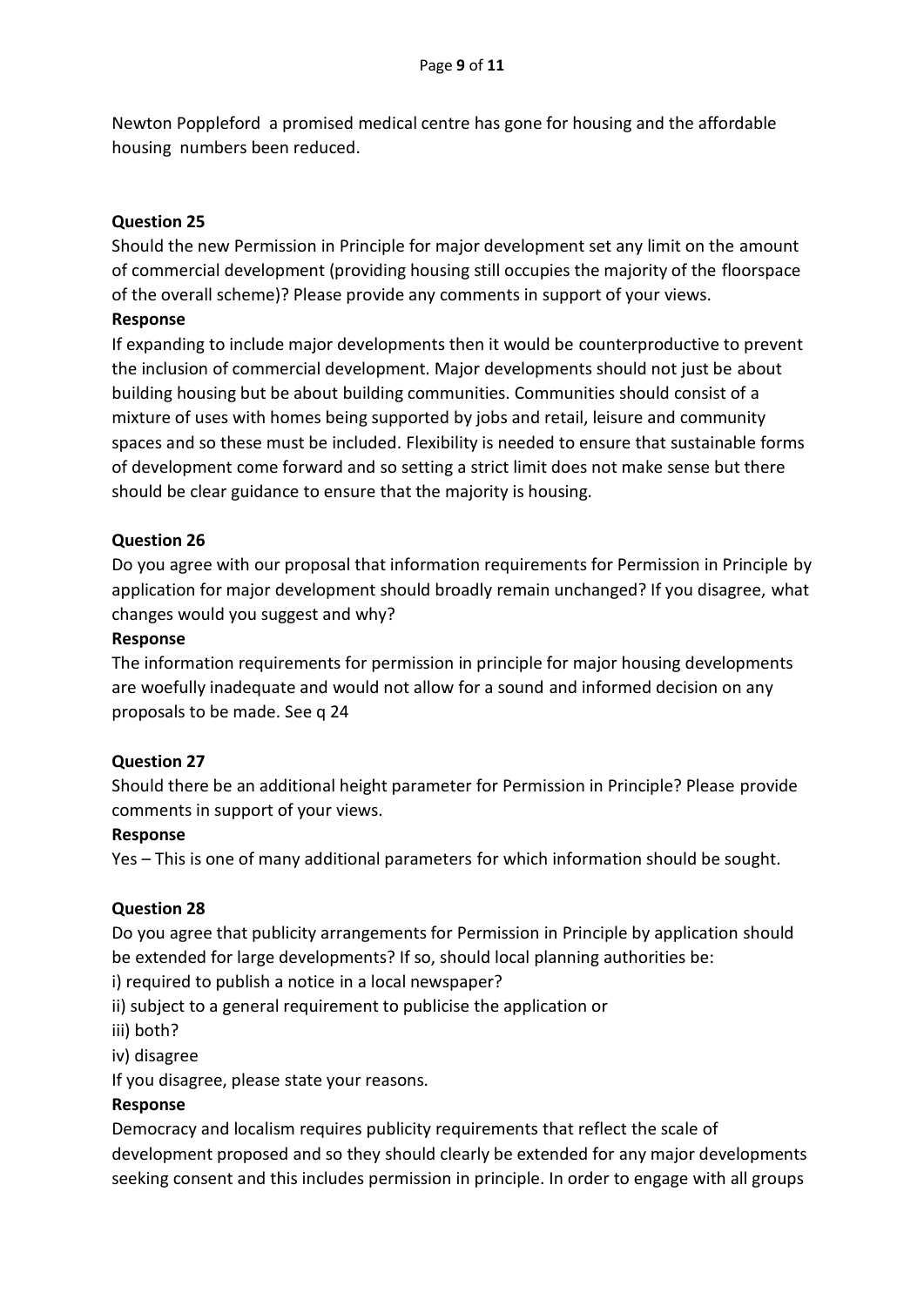Newton Poppleford a promised medical centre has gone for housing and the affordable housing numbers been reduced.

**Question 25**

Should the new Permission in Principle for major development set any limit on the amount of commercial development (providing housing still occupies the majority of the floorspace of the overall scheme)? Please provide any comments in support of your views.

**Response**

If expanding to include major developments then it would be counterproductive to prevent the inclusion of commercial development. Major developments should not just be about building housing but be about building communities. Communities should consist of a mixture of uses with homes being supported by jobs and retail, leisure and community spaces and so these must be included. Flexibility is needed to ensure that sustainable forms of development come forward and so setting a strict limit does not make sense but there should be clear guidance to ensure that the majority is housing.

**Question 26**

Do you agree with our proposal that information requirements for Permission in Principle by application for major development should broadly remain unchanged? If you disagree, what changes would you suggest and why?

**Response**

The information requirements for permission in principle for major housing developments are woefully inadequate and would not allow for a sound and informed decision on any proposals to be made. See q 24

**Question 27**

Should there be an additional height parameter for Permission in Principle? Please provide comments in support of your views.

**Response**

Yes – This is one of many additional parameters for which information should be sought.

**Question 28**

Do you agree that publicity arrangements for Permission in Principle by application should be extended for large developments? If so, should local planning authorities be:

i) required to publish a notice in a local newspaper?

ii) subject to a general requirement to publicise the application or

iii) both?

iv) disagree

If you disagree, please state your reasons.

**Response**

Democracy and localism requires publicity requirements that reflect the scale of development proposed and so they should clearly be extended for any major developments seeking consent and this includes permission in principle. In order to engage with all groups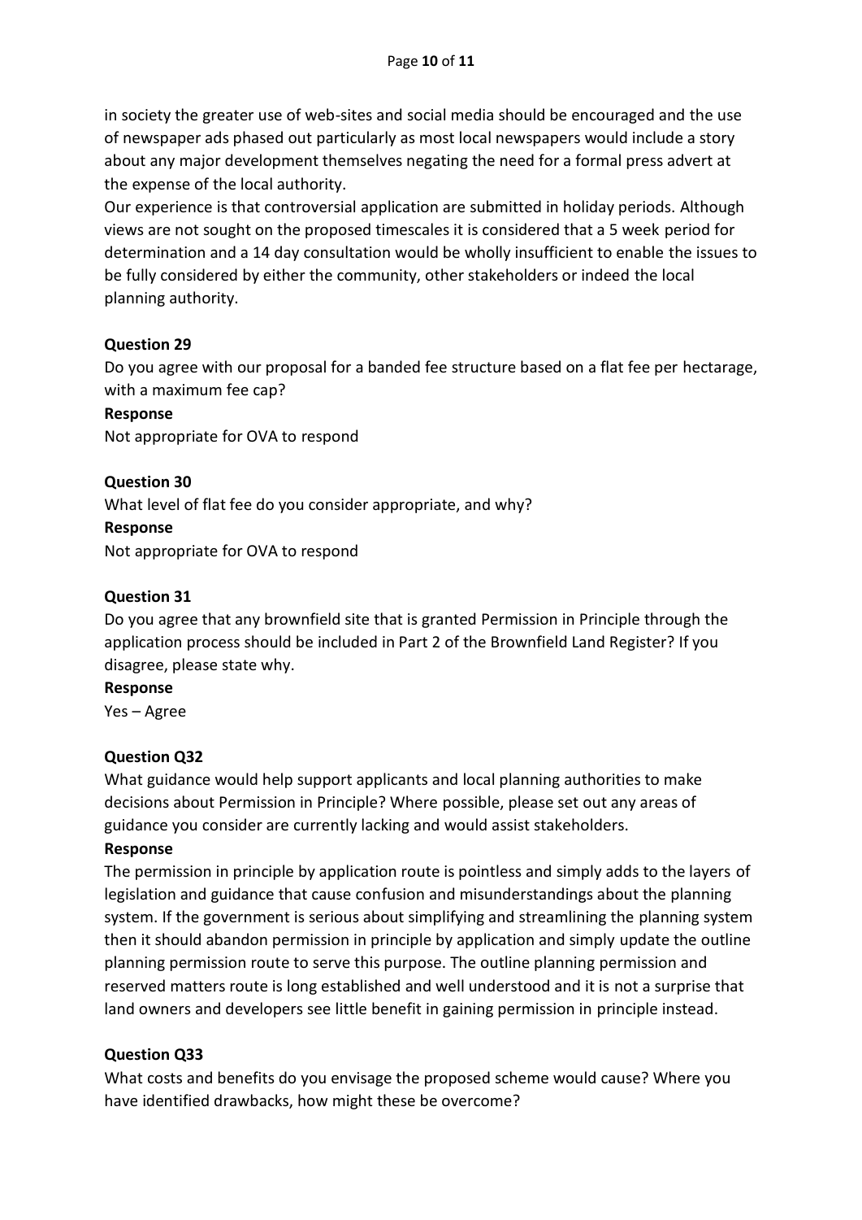in society the greater use of web-sites and social media should be encouraged and the use of newspaper ads phased out particularly as most local newspapers would include a story about any major development themselves negating the need for a formal press advert at the expense of the local authority.

Our experience is that controversial application are submitted in holiday periods. Although views are not sought on the proposed timescales it is considered that a 5 week period for determination and a 14 day consultation would be wholly insufficient to enable the issues to be fully considered by either the community, other stakeholders or indeed the local planning authority.

**Question 29**

Do you agree with our proposal for a banded fee structure based on a flat fee per hectarage, with a maximum fee cap?

**Response**

Not appropriate for OVA to respond

**Question 30**

What level of flat fee do you consider appropriate, and why?

**Response**

Not appropriate for OVA to respond

**Question 31**

Do you agree that any brownfield site that is granted Permission in Principle through the application process should be included in Part 2 of the Brownfield Land Register? If you disagree, please state why.

**Response**

Yes – Agree

**Question Q32**

What guidance would help support applicants and local planning authorities to make decisions about Permission in Principle? Where possible, please set out any areas of guidance you consider are currently lacking and would assist stakeholders.

**Response**

The permission in principle by application route is pointless and simply adds to the layers of legislation and guidance that cause confusion and misunderstandings about the planning system. If the government is serious about simplifying and streamlining the planning system then it should abandon permission in principle by application and simply update the outline planning permission route to serve this purpose. The outline planning permission and reserved matters route is long established and well understood and it is not a surprise that land owners and developers see little benefit in gaining permission in principle instead.

**Question Q33**

What costs and benefits do you envisage the proposed scheme would cause? Where you have identified drawbacks, how might these be overcome?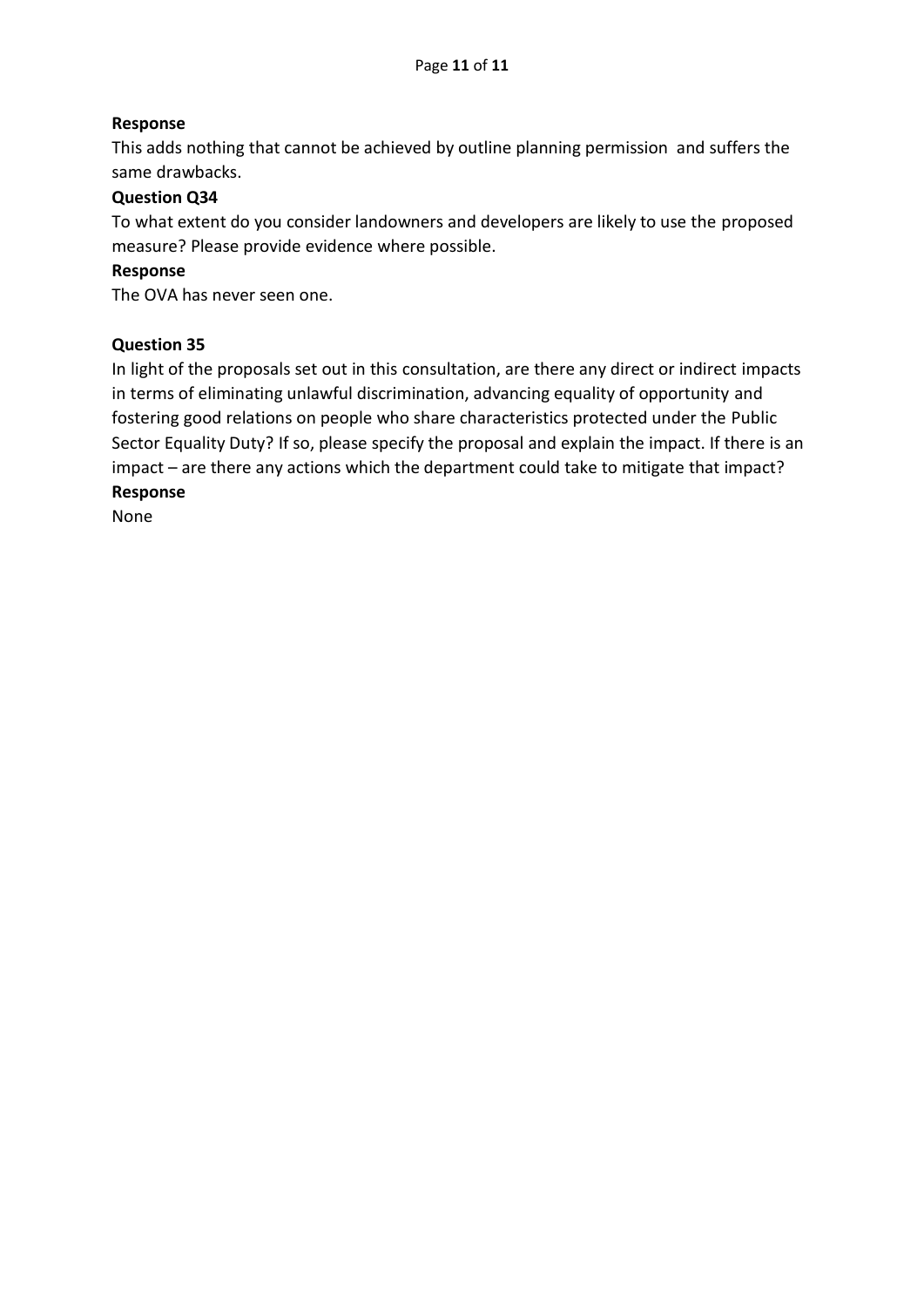**Response**

This adds nothing that cannot be achieved by outline planning permission and suffers the same drawbacks.

**Question Q34**

To what extent do you consider landowners and developers are likely to use the proposed measure? Please provide evidence where possible.

**Response**

The OVA has never seen one.

**Question 35**

In light of the proposals set out in this consultation, are there any direct or indirect impacts in terms of eliminating unlawful discrimination, advancing equality of opportunity and fostering good relations on people who share characteristics protected under the Public Sector Equality Duty? If so, please specify the proposal and explain the impact. If there is an impact – are there any actions which the department could take to mitigate that impact?

**Response**

None